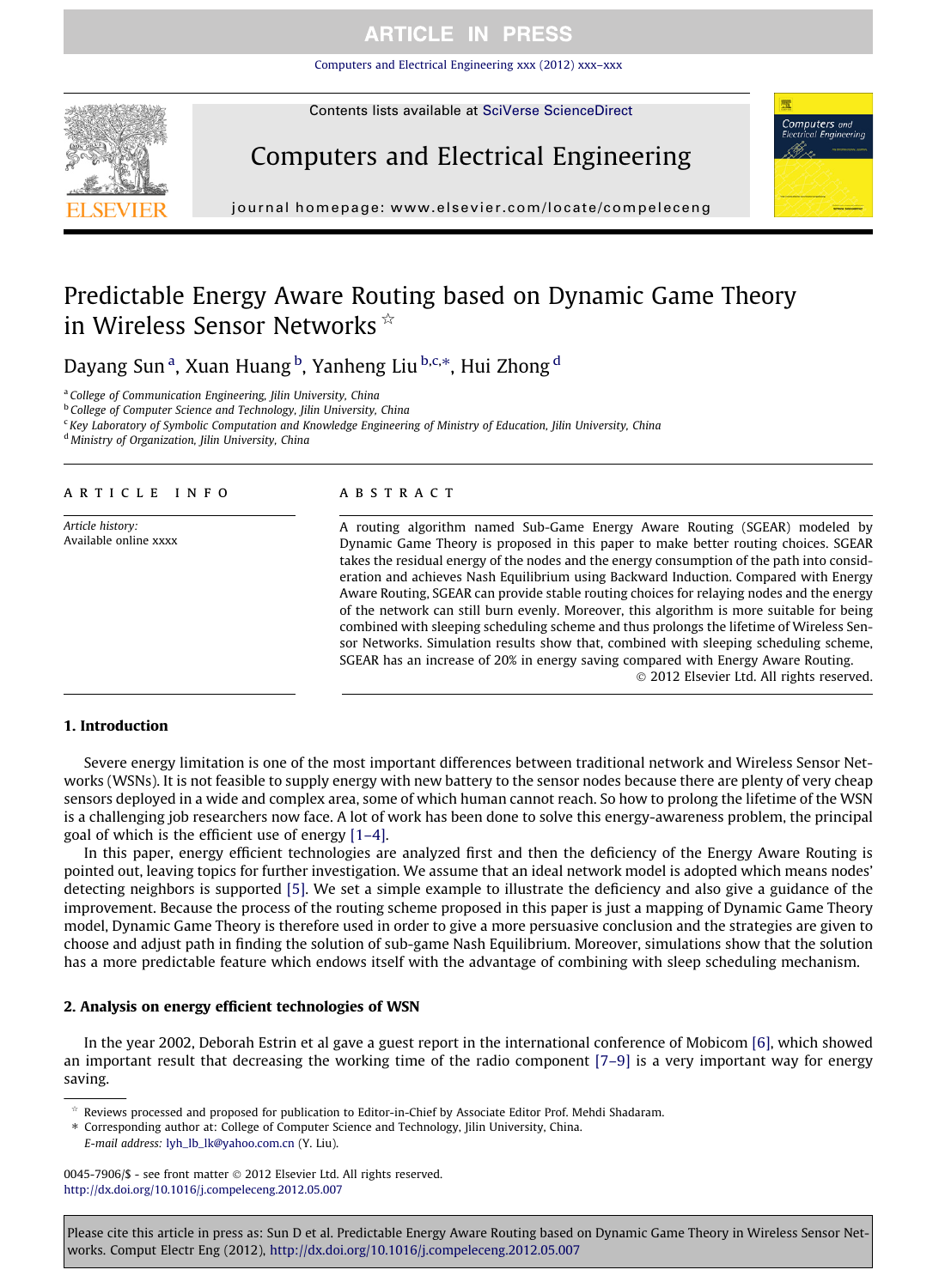# Predictable Energy Aware Routing based on Dynamic Game Theory in Wireless Sensor Networks ☆

Dayang Sun [a], Xuan Huang [b], Yanheng Liu [b,c,*], Hui Zhong [d]

[a] College of Communication Engineering, Jilin University, China
[b] College of Computer Science and Technology, Jilin University, China
[c] Key Laboratory of Symbolic Computation and Knowledge Engineering of Ministry of Education, Jilin University, China
[d] Ministry of Organization, Jilin University, China

**ARTICLE INFO**

*Article history:*
Available online xxxx

**ABSTRACT**

A routing algorithm named Sub-Game Energy Aware Routing (SGEAR) modeled by Dynamic Game Theory is proposed in this paper to make better routing choices. SGEAR takes the residual energy of the nodes and the energy consumption of the path into consideration and achieves Nash Equilibrium using Backward Induction. Compared with Energy Aware Routing, SGEAR can provide stable routing choices for relaying nodes and the energy of the network can still burn evenly. Moreover, this algorithm is more suitable for being combined with sleeping scheduling scheme and thus prolongs the lifetime of Wireless Sensor Networks. Simulation results show that, combined with sleeping scheduling scheme, SGEAR has an increase of 20% in energy saving compared with Energy Aware Routing.

© 2012 Elsevier Ltd. All rights reserved.

## 1. Introduction

Severe energy limitation is one of the most important differences between traditional network and Wireless Sensor Networks (WSNs). It is not feasible to supply energy with new battery to the sensor nodes because there are plenty of very cheap sensors deployed in a wide and complex area, some of which human cannot reach. So how to prolong the lifetime of the WSN is a challenging job researchers now face. A lot of work has been done to solve this energy-awareness problem, the principal goal of which is the efficient use of energy [1–4].

In this paper, energy efficient technologies are analyzed first and then the deficiency of the Energy Aware Routing is pointed out, leaving topics for further investigation. We assume that an ideal network model is adopted which means nodes' detecting neighbors is supported [5]. We set a simple example to illustrate the deficiency and also give a guidance of the improvement. Because the process of the routing scheme proposed in this paper is just a mapping of Dynamic Game Theory model, Dynamic Game Theory is therefore used in order to give a more persuasive conclusion and the strategies are given to choose and adjust path in finding the solution of sub-game Nash Equilibrium. Moreover, simulations show that the solution has a more predictable feature which endows itself with the advantage of combining with sleep scheduling mechanism.

## 2. Analysis on energy efficient technologies of WSN

In the year 2002, Deborah Estrin et al gave a guest report in the international conference of Mobicom [6], which showed an important result that decreasing the working time of the radio component [7–9] is a very important way for energy saving.

☆ Reviews processed and proposed for publication to Editor-in-Chief by Associate Editor Prof. Mehdi Shadaram.
\* Corresponding author at: College of Computer Science and Technology, Jilin University, China.
*E-mail address:* lyh_lb_lk@yahoo.com.cn (Y. Liu).

0045-7906/$ - see front matter © 2012 Elsevier Ltd. All rights reserved.
http://dx.doi.org/10.1016/j.compeleceng.2012.05.007

Please cite this article in press as: Sun D et al. Predictable Energy Aware Routing based on Dynamic Game Theory in Wireless Sensor Networks. Comput Electr Eng (2012), http://dx.doi.org/10.1016/j.compeleceng.2012.05.007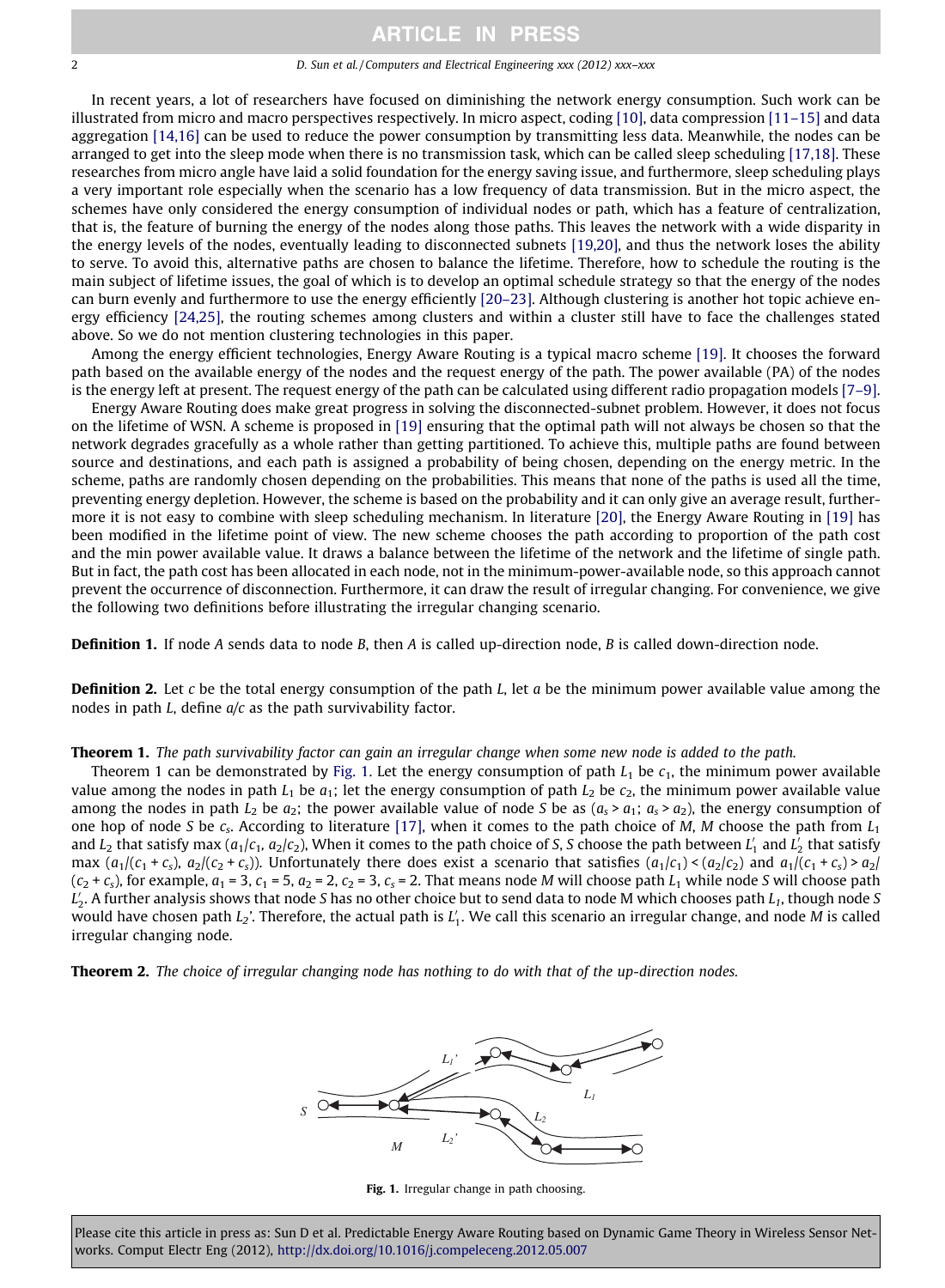In recent years, a lot of researchers have focused on diminishing the network energy consumption. Such work can be illustrated from micro and macro perspectives respectively. In micro aspect, coding [10], data compression [11–15] and data aggregation [14,16] can be used to reduce the power consumption by transmitting less data. Meanwhile, the nodes can be arranged to get into the sleep mode when there is no transmission task, which can be called sleep scheduling [17,18]. These researches from micro angle have laid a solid foundation for the energy saving issue, and furthermore, sleep scheduling plays a very important role especially when the scenario has a low frequency of data transmission. But in the micro aspect, the schemes have only considered the energy consumption of individual nodes or path, which has a feature of centralization, that is, the feature of burning the energy of the nodes along those paths. This leaves the network with a wide disparity in the energy levels of the nodes, eventually leading to disconnected subnets [19,20], and thus the network loses the ability to serve. To avoid this, alternative paths are chosen to balance the lifetime. Therefore, how to schedule the routing is the main subject of lifetime issues, the goal of which is to develop an optimal schedule strategy so that the energy of the nodes can burn evenly and furthermore to use the energy efficiently [20–23]. Although clustering is another hot topic achieve energy efficiency [24,25], the routing schemes among clusters and within a cluster still have to face the challenges stated above. So we do not mention clustering technologies in this paper.

Among the energy efficient technologies, Energy Aware Routing is a typical macro scheme [19]. It chooses the forward path based on the available energy of the nodes and the request energy of the path. The power available (PA) of the nodes is the energy left at present. The request energy of the path can be calculated using different radio propagation models [7–9].

Energy Aware Routing does make great progress in solving the disconnected-subnet problem. However, it does not focus on the lifetime of WSN. A scheme is proposed in [19] ensuring that the optimal path will not always be chosen so that the network degrades gracefully as a whole rather than getting partitioned. To achieve this, multiple paths are found between source and destinations, and each path is assigned a probability of being chosen, depending on the energy metric. In the scheme, paths are randomly chosen depending on the probabilities. This means that none of the paths is used all the time, preventing energy depletion. However, the scheme is based on the probability and it can only give an average result, furthermore it is not easy to combine with sleep scheduling mechanism. In literature [20], the Energy Aware Routing in [19] has been modified in the lifetime point of view. The new scheme chooses the path according to proportion of the path cost and the min power available value. It draws a balance between the lifetime of the network and the lifetime of single path. But in fact, the path cost has been allocated in each node, not in the minimum-power-available node, so this approach cannot prevent the occurrence of disconnection. Furthermore, it can draw the result of irregular changing. For convenience, we give the following two definitions before illustrating the irregular changing scenario.

**Definition 1.** If node *A* sends data to node *B*, then *A* is called up-direction node, *B* is called down-direction node.

**Definition 2.** Let *c* be the total energy consumption of the path *L*, let *a* be the minimum power available value among the nodes in path *L*, define *a*/*c* as the path survivability factor.

**Theorem 1.** *The path survivability factor can gain an irregular change when some new node is added to the path.*

Theorem 1 can be demonstrated by Fig. 1. Let the energy consumption of path $L_1$ be $c_1$, the minimum power available value among the nodes in path $L_1$ be $a_1$; let the energy consumption of path $L_2$ be $c_2$, the minimum power available value among the nodes in path $L_2$ be $a_2$; the power available value of node *S* be as ($a_s > a_1$; $a_s > a_2$), the energy consumption of one hop of node *S* be $c_s$. According to literature [17], when it comes to the path choice of *M*, *M* choose the path from $L_1$ and $L_2$ that satisfy max ($a_1/c_1$, $a_2/c_2$), When it comes to the path choice of *S*, *S* choose the path between $L_1'$ and $L_2'$ that satisfy max ($a_1/(c_1 + c_s)$, $a_2/(c_2 + c_s)$). Unfortunately there does exist a scenario that satisfies ($a_1/c_1$) < ($a_2/c_2$) and $a_1/(c_1 + c_s) > a_2/(c_2 + c_s)$, for example, $a_1 = 3$, $c_1 = 5$, $a_2 = 2$, $c_2 = 3$, $c_s = 2$. That means node *M* will choose path $L_1$ while node *S* will choose path $L_2'$. A further analysis shows that node *S* has no other choice but to send data to node M which chooses path $L_1$, though node *S* would have chosen path $L_2'$. Therefore, the actual path is $L_1'$. We call this scenario an irregular change, and node *M* is called irregular changing node.

**Theorem 2.** *The choice of irregular changing node has nothing to do with that of the up-direction nodes.*

**Fig. 1.** Irregular change in path choosing.

Please cite this article in press as: Sun D et al. Predictable Energy Aware Routing based on Dynamic Game Theory in Wireless Sensor Networks. Comput Electr Eng (2012), http://dx.doi.org/10.1016/j.compeleceng.2012.05.007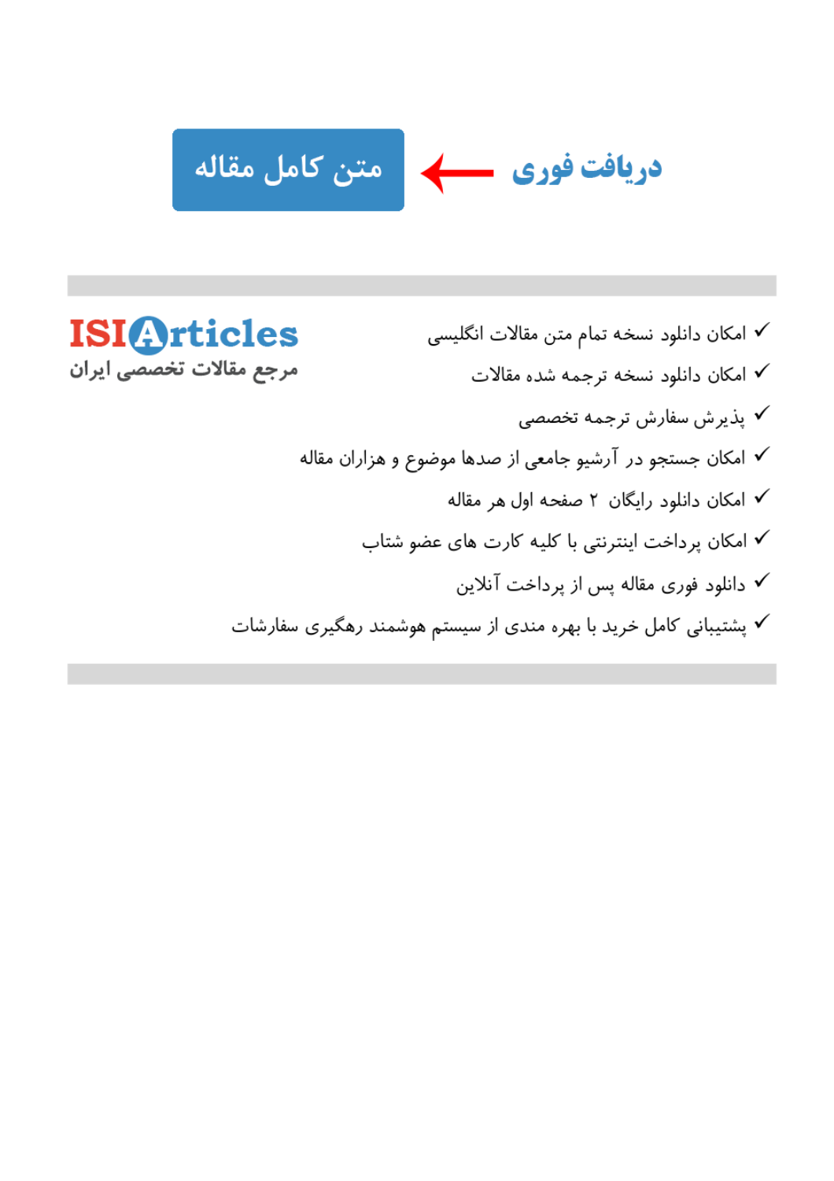دریافت فوری ← **متن کامل مقاله**

**ISIArticles**
مرجع مقالات تخصصی ایران

- ✓ امکان دانلود نسخه تمام متن مقالات انگلیسی
- ✓ امکان دانلود نسخه ترجمه شده مقالات
- ✓ پذیرش سفارش ترجمه تخصصی
- ✓ امکان جستجو در آرشیو جامعی از صدها موضوع و هزاران مقاله
- ✓ امکان دانلود رایگان ۲ صفحه اول هر مقاله
- ✓ امکان پرداخت اینترنتی با کلیه کارت های عضو شتاب
- ✓ دانلود فوری مقاله پس از پرداخت آنلاین
- ✓ پشتیبانی کامل خرید با بهره مندی از سیستم هوشمند رهگیری سفارشات